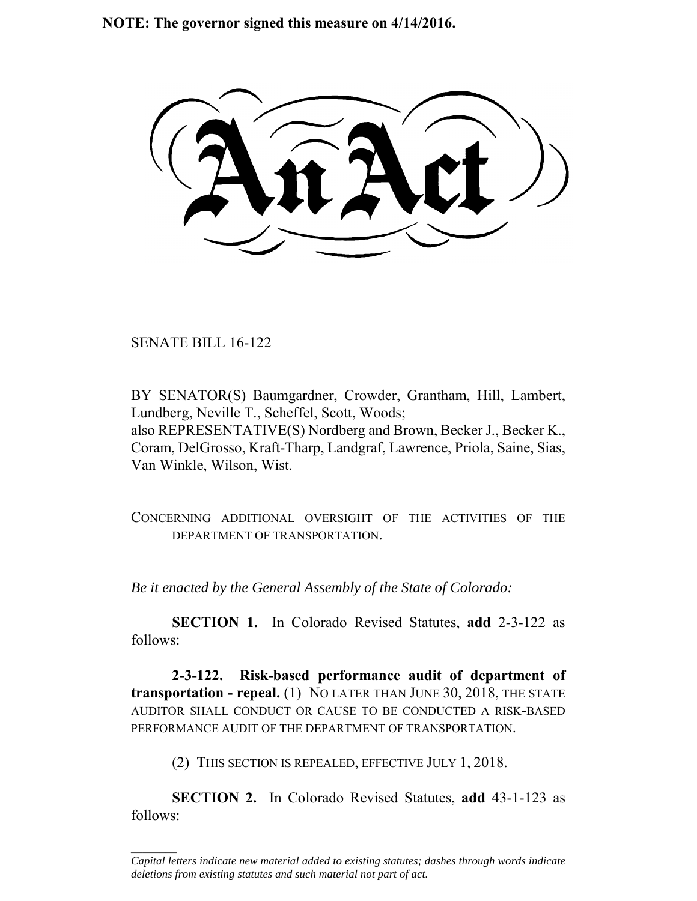**NOTE: The governor signed this measure on 4/14/2016.**

# An Act

SENATE BILL 16-122

BY SENATOR(S) Baumgardner, Crowder, Grantham, Hill, Lambert, Lundberg, Neville T., Scheffel, Scott, Woods;
also REPRESENTATIVE(S) Nordberg and Brown, Becker J., Becker K., Coram, DelGrosso, Kraft-Tharp, Landgraf, Lawrence, Priola, Saine, Sias, Van Winkle, Wilson, Wist.

CONCERNING ADDITIONAL OVERSIGHT OF THE ACTIVITIES OF THE DEPARTMENT OF TRANSPORTATION.

*Be it enacted by the General Assembly of the State of Colorado:*

**SECTION 1.** In Colorado Revised Statutes, **add** 2-3-122 as follows:

**2-3-122. Risk-based performance audit of department of transportation - repeal.** (1) NO LATER THAN JUNE 30, 2018, THE STATE AUDITOR SHALL CONDUCT OR CAUSE TO BE CONDUCTED A RISK-BASED PERFORMANCE AUDIT OF THE DEPARTMENT OF TRANSPORTATION.

(2) THIS SECTION IS REPEALED, EFFECTIVE JULY 1, 2018.

**SECTION 2.** In Colorado Revised Statutes, **add** 43-1-123 as follows:

---

*Capital letters indicate new material added to existing statutes; dashes through words indicate deletions from existing statutes and such material not part of act.*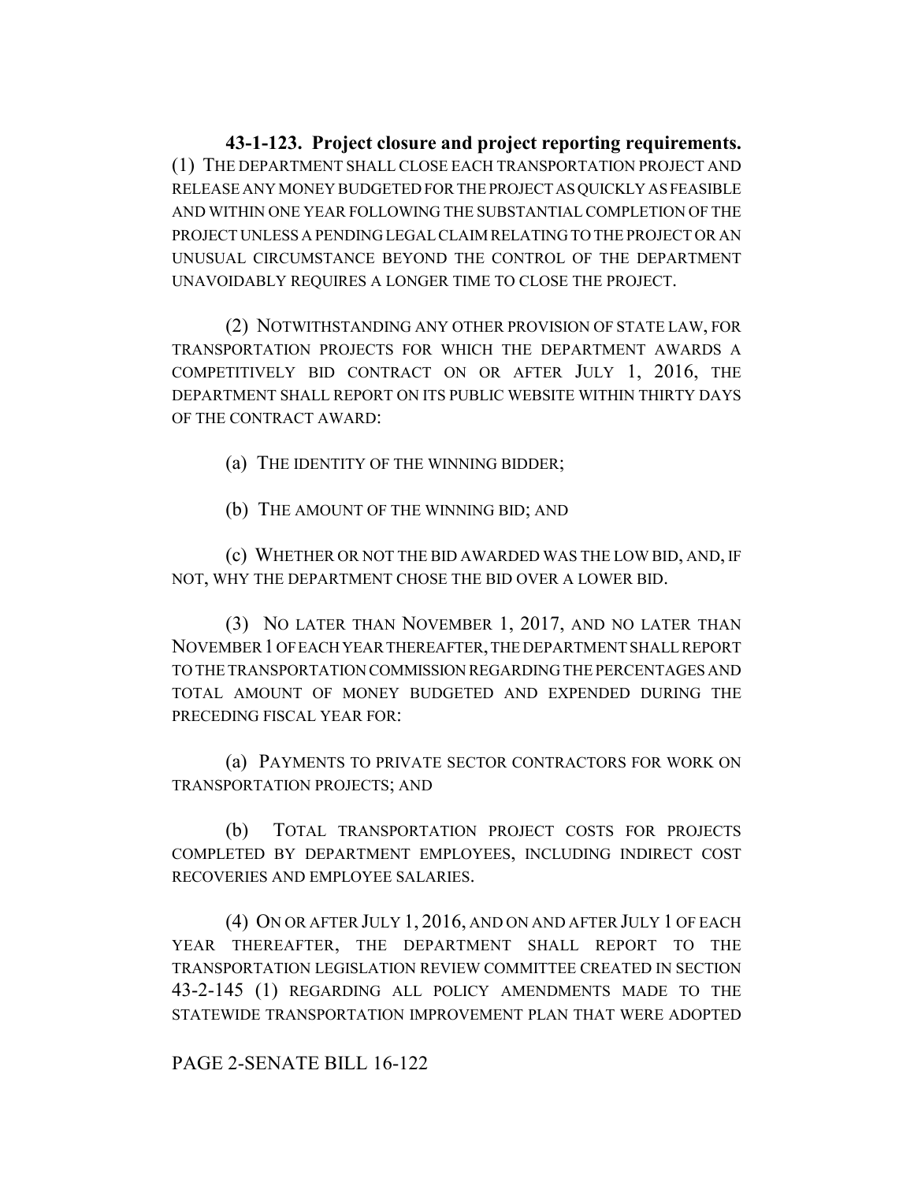**43-1-123. Project closure and project reporting requirements.** (1) THE DEPARTMENT SHALL CLOSE EACH TRANSPORTATION PROJECT AND RELEASE ANY MONEY BUDGETED FOR THE PROJECT AS QUICKLY AS FEASIBLE AND WITHIN ONE YEAR FOLLOWING THE SUBSTANTIAL COMPLETION OF THE PROJECT UNLESS A PENDING LEGAL CLAIM RELATING TO THE PROJECT OR AN UNUSUAL CIRCUMSTANCE BEYOND THE CONTROL OF THE DEPARTMENT UNAVOIDABLY REQUIRES A LONGER TIME TO CLOSE THE PROJECT.

(2) NOTWITHSTANDING ANY OTHER PROVISION OF STATE LAW, FOR TRANSPORTATION PROJECTS FOR WHICH THE DEPARTMENT AWARDS A COMPETITIVELY BID CONTRACT ON OR AFTER JULY 1, 2016, THE DEPARTMENT SHALL REPORT ON ITS PUBLIC WEBSITE WITHIN THIRTY DAYS OF THE CONTRACT AWARD:

(a) THE IDENTITY OF THE WINNING BIDDER;

(b) THE AMOUNT OF THE WINNING BID; AND

(c) WHETHER OR NOT THE BID AWARDED WAS THE LOW BID, AND, IF NOT, WHY THE DEPARTMENT CHOSE THE BID OVER A LOWER BID.

(3) NO LATER THAN NOVEMBER 1, 2017, AND NO LATER THAN NOVEMBER 1 OF EACH YEAR THEREAFTER, THE DEPARTMENT SHALL REPORT TO THE TRANSPORTATION COMMISSION REGARDING THE PERCENTAGES AND TOTAL AMOUNT OF MONEY BUDGETED AND EXPENDED DURING THE PRECEDING FISCAL YEAR FOR:

(a) PAYMENTS TO PRIVATE SECTOR CONTRACTORS FOR WORK ON TRANSPORTATION PROJECTS; AND

(b) TOTAL TRANSPORTATION PROJECT COSTS FOR PROJECTS COMPLETED BY DEPARTMENT EMPLOYEES, INCLUDING INDIRECT COST RECOVERIES AND EMPLOYEE SALARIES.

(4) ON OR AFTER JULY 1, 2016, AND ON AND AFTER JULY 1 OF EACH YEAR THEREAFTER, THE DEPARTMENT SHALL REPORT TO THE TRANSPORTATION LEGISLATION REVIEW COMMITTEE CREATED IN SECTION 43-2-145 (1) REGARDING ALL POLICY AMENDMENTS MADE TO THE STATEWIDE TRANSPORTATION IMPROVEMENT PLAN THAT WERE ADOPTED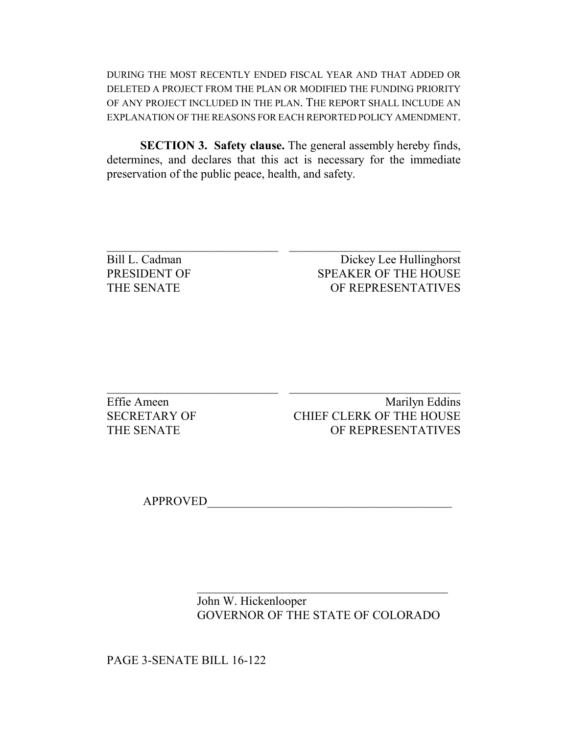DURING THE MOST RECENTLY ENDED FISCAL YEAR AND THAT ADDED OR DELETED A PROJECT FROM THE PLAN OR MODIFIED THE FUNDING PRIORITY OF ANY PROJECT INCLUDED IN THE PLAN. THE REPORT SHALL INCLUDE AN EXPLANATION OF THE REASONS FOR EACH REPORTED POLICY AMENDMENT.

**SECTION 3. Safety clause.** The general assembly hereby finds, determines, and declares that this act is necessary for the immediate preservation of the public peace, health, and safety.

| | |
|---|---|
| \_\_\_\_\_\_\_\_\_\_\_\_\_\_\_\_\_\_\_\_\_\_\_\_\_\_\_\_ | \_\_\_\_\_\_\_\_\_\_\_\_\_\_\_\_\_\_\_\_\_\_\_\_\_\_\_\_ |
| Bill L. Cadman<br>PRESIDENT OF<br>THE SENATE | Dickey Lee Hullinghorst<br>SPEAKER OF THE HOUSE<br>OF REPRESENTATIVES |
| \_\_\_\_\_\_\_\_\_\_\_\_\_\_\_\_\_\_\_\_\_\_\_\_\_\_\_\_ | \_\_\_\_\_\_\_\_\_\_\_\_\_\_\_\_\_\_\_\_\_\_\_\_\_\_\_\_ |
| Effie Ameen<br>SECRETARY OF<br>THE SENATE | Marilyn Eddins<br>CHIEF CLERK OF THE HOUSE<br>OF REPRESENTATIVES |

APPROVED\_\_\_\_\_\_\_\_\_\_\_\_\_\_\_\_\_\_\_\_\_\_\_\_\_\_\_\_\_\_\_\_\_\_\_\_\_\_\_\_

\_\_\_\_\_\_\_\_\_\_\_\_\_\_\_\_\_\_\_\_\_\_\_\_\_\_\_\_\_\_\_\_\_\_\_\_\_\_\_\_

John W. Hickenlooper
GOVERNOR OF THE STATE OF COLORADO

PAGE 3-SENATE BILL 16-122